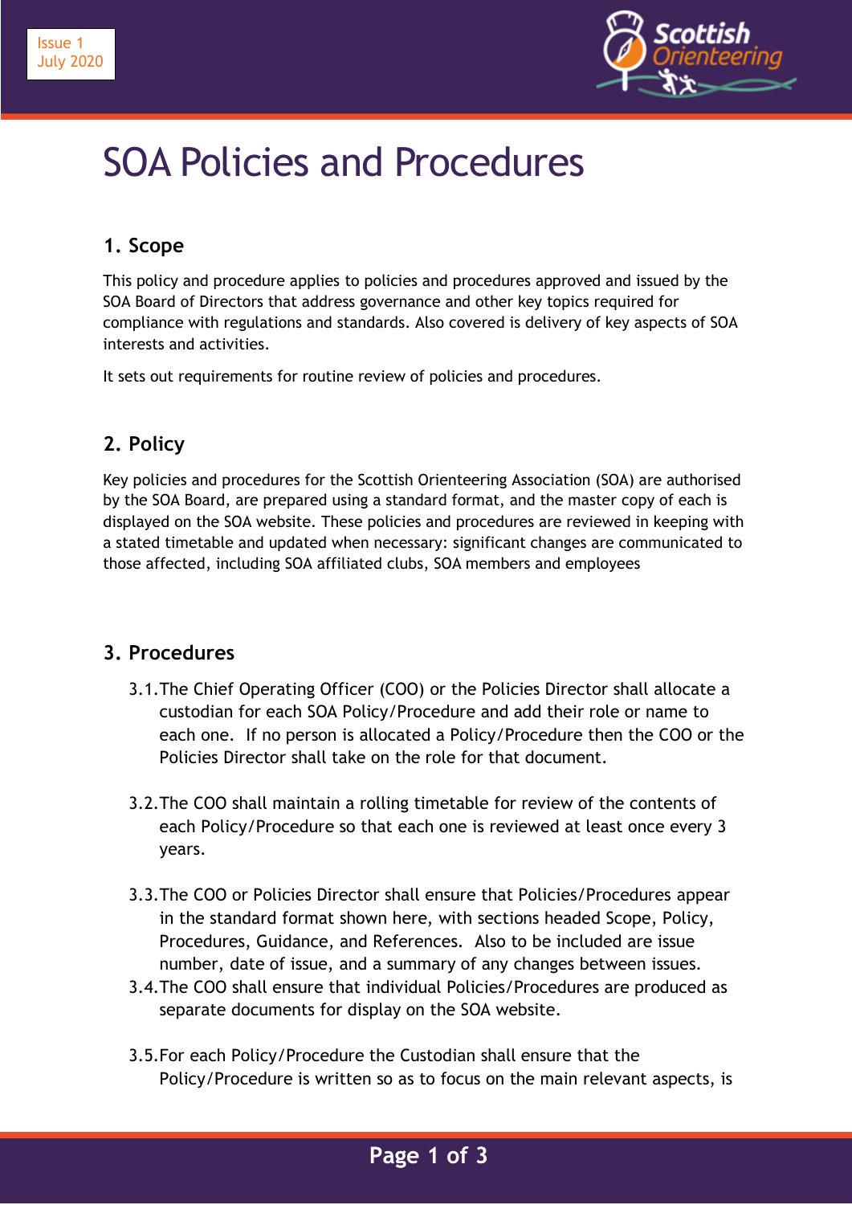Issue 1
July 2020

# SOA Policies and Procedures

## 1. Scope

This policy and procedure applies to policies and procedures approved and issued by the SOA Board of Directors that address governance and other key topics required for compliance with regulations and standards. Also covered is delivery of key aspects of SOA interests and activities.

It sets out requirements for routine review of policies and procedures.

## 2. Policy

Key policies and procedures for the Scottish Orienteering Association (SOA) are authorised by the SOA Board, are prepared using a standard format, and the master copy of each is displayed on the SOA website. These policies and procedures are reviewed in keeping with a stated timetable and updated when necessary: significant changes are communicated to those affected, including SOA affiliated clubs, SOA members and employees

## 3. Procedures

3.1. The Chief Operating Officer (COO) or the Policies Director shall allocate a custodian for each SOA Policy/Procedure and add their role or name to each one. If no person is allocated a Policy/Procedure then the COO or the Policies Director shall take on the role for that document.

3.2. The COO shall maintain a rolling timetable for review of the contents of each Policy/Procedure so that each one is reviewed at least once every 3 years.

3.3. The COO or Policies Director shall ensure that Policies/Procedures appear in the standard format shown here, with sections headed Scope, Policy, Procedures, Guidance, and References. Also to be included are issue number, date of issue, and a summary of any changes between issues.

3.4. The COO shall ensure that individual Policies/Procedures are produced as separate documents for display on the SOA website.

3.5. For each Policy/Procedure the Custodian shall ensure that the Policy/Procedure is written so as to focus on the main relevant aspects, is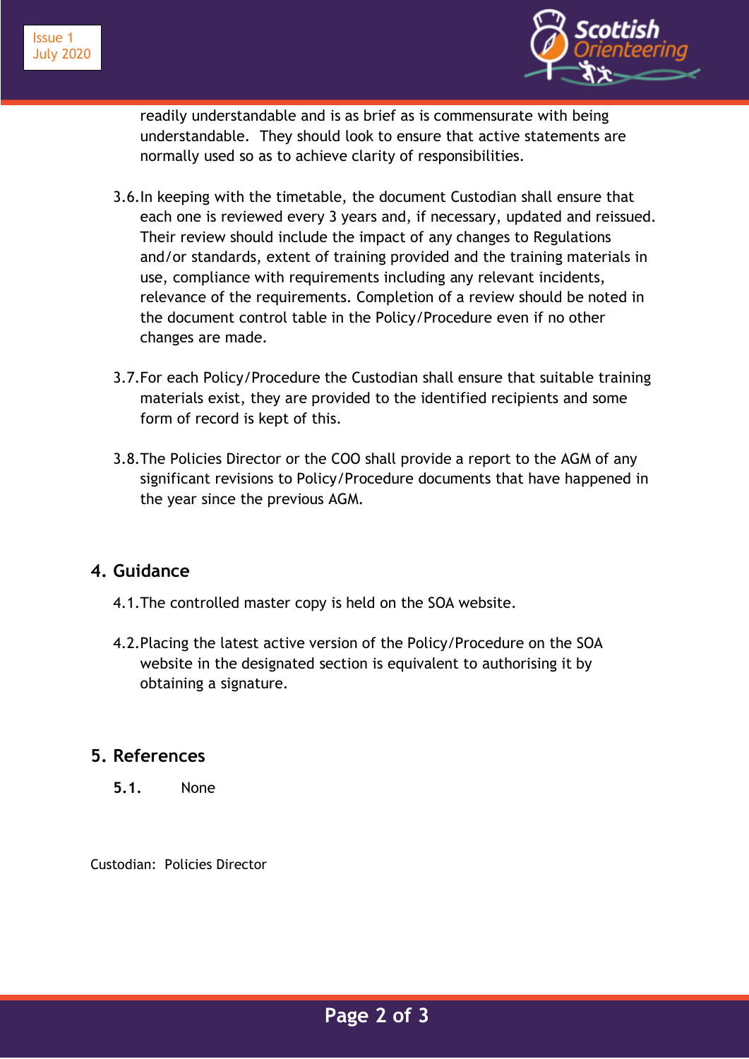readily understandable and is as brief as is commensurate with being understandable. They should look to ensure that active statements are normally used so as to achieve clarity of responsibilities.

3.6. In keeping with the timetable, the document Custodian shall ensure that each one is reviewed every 3 years and, if necessary, updated and reissued. Their review should include the impact of any changes to Regulations and/or standards, extent of training provided and the training materials in use, compliance with requirements including any relevant incidents, relevance of the requirements. Completion of a review should be noted in the document control table in the Policy/Procedure even if no other changes are made.

3.7. For each Policy/Procedure the Custodian shall ensure that suitable training materials exist, they are provided to the identified recipients and some form of record is kept of this.

3.8. The Policies Director or the COO shall provide a report to the AGM of any significant revisions to Policy/Procedure documents that have happened in the year since the previous AGM.

## 4. Guidance

4.1. The controlled master copy is held on the SOA website.

4.2. Placing the latest active version of the Policy/Procedure on the SOA website in the designated section is equivalent to authorising it by obtaining a signature.

## 5. References

**5.1.** None

Custodian: Policies Director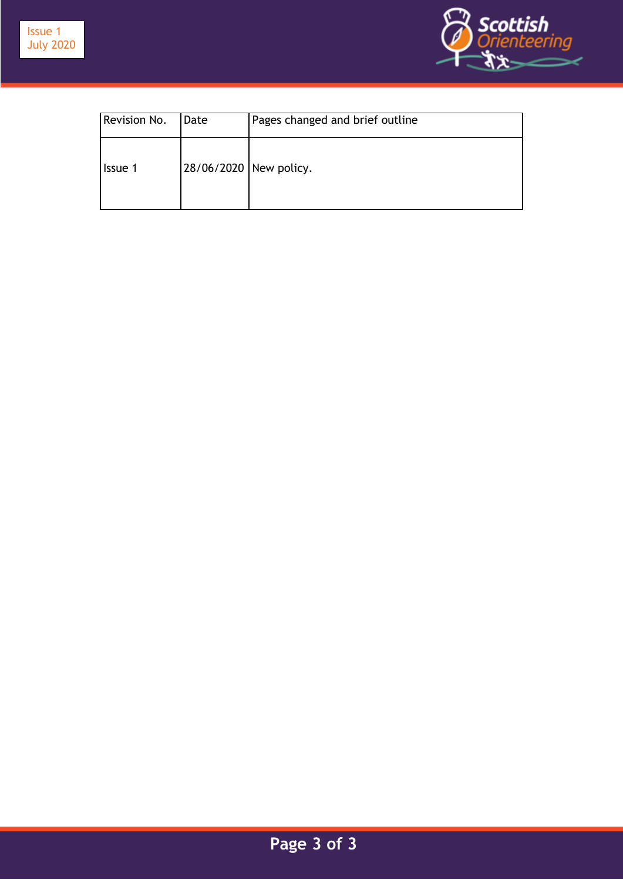| Revision No. | Date | Pages changed and brief outline |
| --- | --- | --- |
| Issue 1 | 28/06/2020 | New policy. |